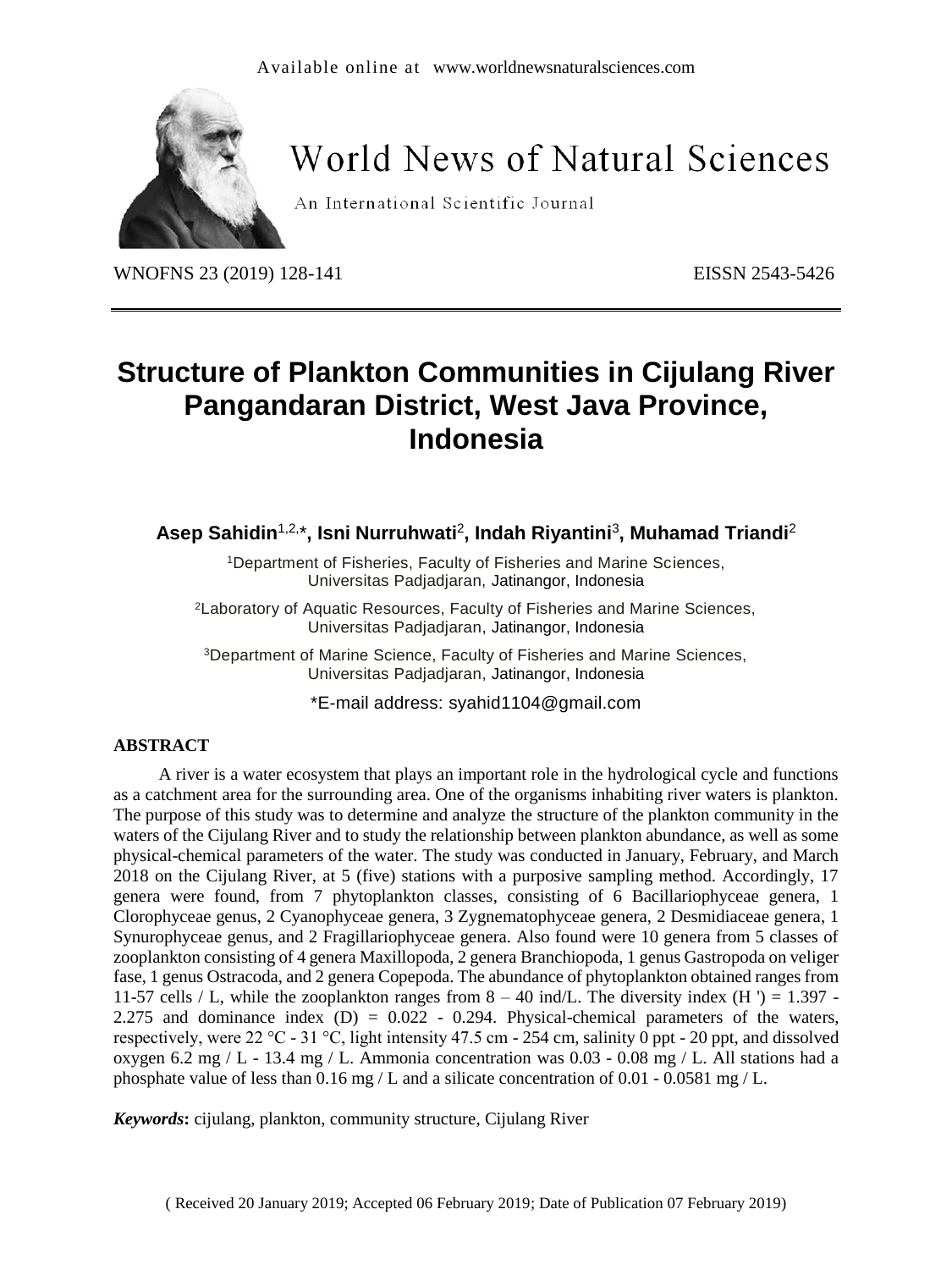Available online at www.worldnewsnaturalsciences.com

# World News of Natural Sciences

An International Scientific Journal

WNOFNS 23 (2019) 128-141 EISSN 2543-5426

# Structure of Plankton Communities in Cijulang River Pangandaran District, West Java Province, Indonesia

**Asep Sahidin**[1,2,*], **Isni Nurruhwati**[2], **Indah Riyantini**[3], **Muhamad Triandi**[2]

[1]Department of Fisheries, Faculty of Fisheries and Marine Sciences, Universitas Padjadjaran, Jatinangor, Indonesia

[2]Laboratory of Aquatic Resources, Faculty of Fisheries and Marine Sciences, Universitas Padjadjaran, Jatinangor, Indonesia

[3]Department of Marine Science, Faculty of Fisheries and Marine Sciences, Universitas Padjadjaran, Jatinangor, Indonesia

*E-mail address: syahid1104@gmail.com

## ABSTRACT

A river is a water ecosystem that plays an important role in the hydrological cycle and functions as a catchment area for the surrounding area. One of the organisms inhabiting river waters is plankton. The purpose of this study was to determine and analyze the structure of the plankton community in the waters of the Cijulang River and to study the relationship between plankton abundance, as well as some physical-chemical parameters of the water. The study was conducted in January, February, and March 2018 on the Cijulang River, at 5 (five) stations with a purposive sampling method. Accordingly, 17 genera were found, from 7 phytoplankton classes, consisting of 6 Bacillariophyceae genera, 1 Clorophyceae genus, 2 Cyanophyceae genera, 3 Zygnematophyceae genera, 2 Desmidiaceae genera, 1 Synurophyceae genus, and 2 Fragillariophyceae genera. Also found were 10 genera from 5 classes of zooplankton consisting of 4 genera Maxillopoda, 2 genera Branchiopoda, 1 genus Gastropoda on veliger fase, 1 genus Ostracoda, and 2 genera Copepoda. The abundance of phytoplankton obtained ranges from 11-57 cells / L, while the zooplankton ranges from 8 – 40 ind/L. The diversity index (H ') = 1.397 - 2.275 and dominance index (D) = 0.022 - 0.294. Physical-chemical parameters of the waters, respectively, were 22 °C - 31 °C, light intensity 47.5 cm - 254 cm, salinity 0 ppt - 20 ppt, and dissolved oxygen 6.2 mg / L - 13.4 mg / L. Ammonia concentration was 0.03 - 0.08 mg / L. All stations had a phosphate value of less than 0.16 mg / L and a silicate concentration of 0.01 - 0.0581 mg / L.

***Keywords*:** cijulang, plankton, community structure, Cijulang River

( Received 20 January 2019; Accepted 06 February 2019; Date of Publication 07 February 2019)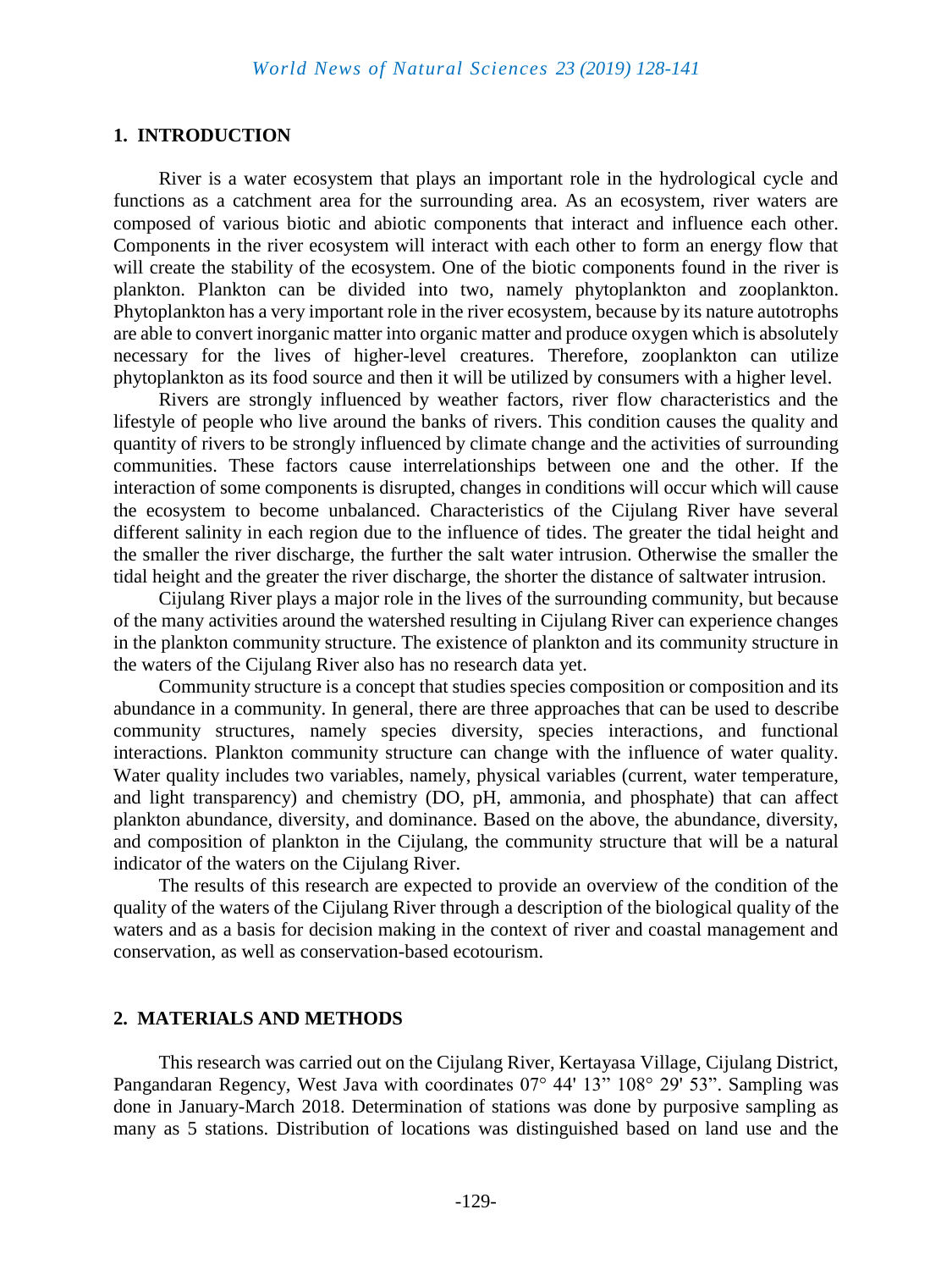## 1. INTRODUCTION

River is a water ecosystem that plays an important role in the hydrological cycle and functions as a catchment area for the surrounding area. As an ecosystem, river waters are composed of various biotic and abiotic components that interact and influence each other. Components in the river ecosystem will interact with each other to form an energy flow that will create the stability of the ecosystem. One of the biotic components found in the river is plankton. Plankton can be divided into two, namely phytoplankton and zooplankton. Phytoplankton has a very important role in the river ecosystem, because by its nature autotrophs are able to convert inorganic matter into organic matter and produce oxygen which is absolutely necessary for the lives of higher-level creatures. Therefore, zooplankton can utilize phytoplankton as its food source and then it will be utilized by consumers with a higher level.

Rivers are strongly influenced by weather factors, river flow characteristics and the lifestyle of people who live around the banks of rivers. This condition causes the quality and quantity of rivers to be strongly influenced by climate change and the activities of surrounding communities. These factors cause interrelationships between one and the other. If the interaction of some components is disrupted, changes in conditions will occur which will cause the ecosystem to become unbalanced. Characteristics of the Cijulang River have several different salinity in each region due to the influence of tides. The greater the tidal height and the smaller the river discharge, the further the salt water intrusion. Otherwise the smaller the tidal height and the greater the river discharge, the shorter the distance of saltwater intrusion.

Cijulang River plays a major role in the lives of the surrounding community, but because of the many activities around the watershed resulting in Cijulang River can experience changes in the plankton community structure. The existence of plankton and its community structure in the waters of the Cijulang River also has no research data yet.

Community structure is a concept that studies species composition or composition and its abundance in a community. In general, there are three approaches that can be used to describe community structures, namely species diversity, species interactions, and functional interactions. Plankton community structure can change with the influence of water quality. Water quality includes two variables, namely, physical variables (current, water temperature, and light transparency) and chemistry (DO, pH, ammonia, and phosphate) that can affect plankton abundance, diversity, and dominance. Based on the above, the abundance, diversity, and composition of plankton in the Cijulang, the community structure that will be a natural indicator of the waters on the Cijulang River.

The results of this research are expected to provide an overview of the condition of the quality of the waters of the Cijulang River through a description of the biological quality of the waters and as a basis for decision making in the context of river and coastal management and conservation, as well as conservation-based ecotourism.

## 2. MATERIALS AND METHODS

This research was carried out on the Cijulang River, Kertayasa Village, Cijulang District, Pangandaran Regency, West Java with coordinates 07° 44' 13" 108° 29' 53". Sampling was done in January-March 2018. Determination of stations was done by purposive sampling as many as 5 stations. Distribution of locations was distinguished based on land use and the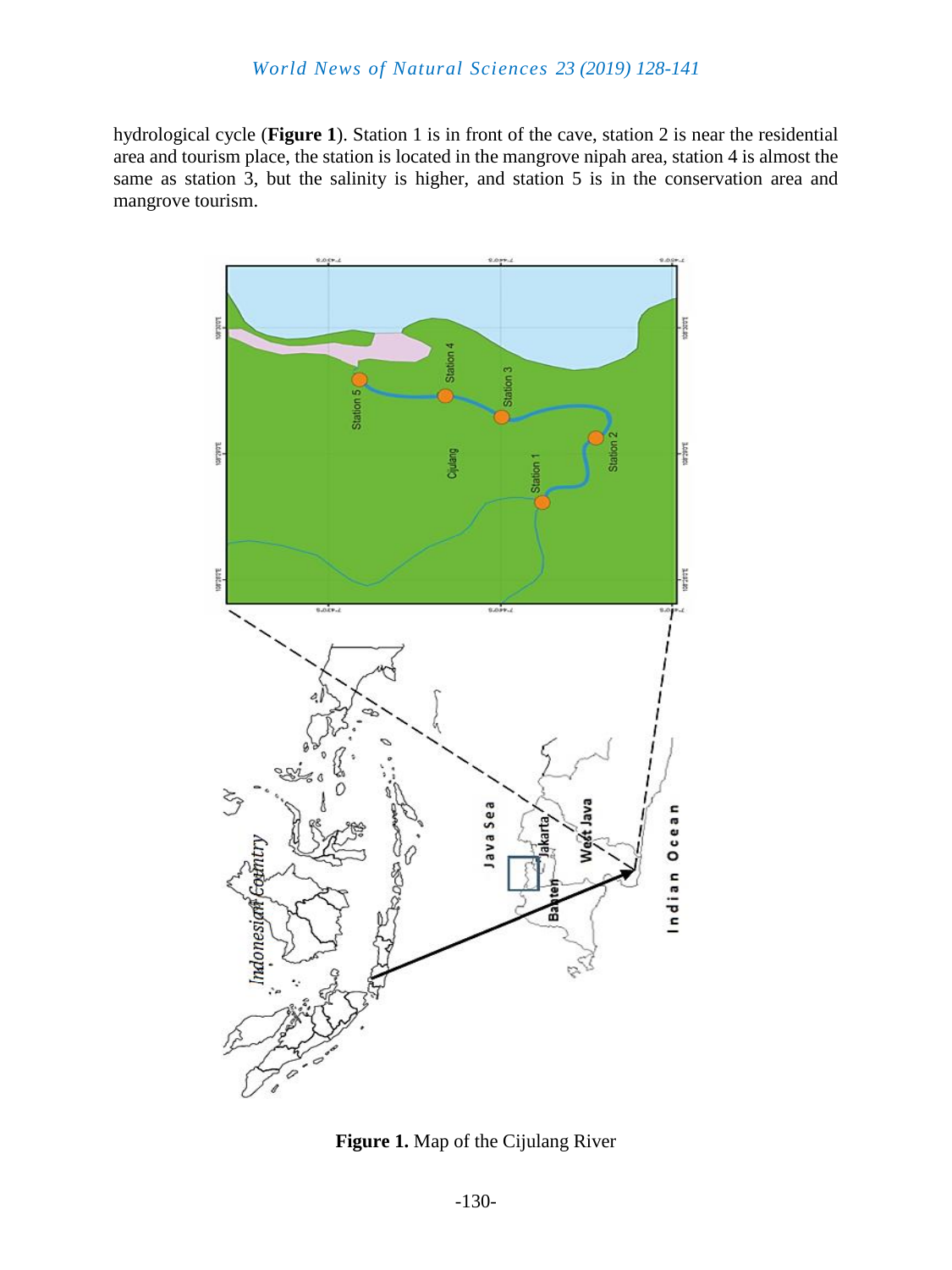hydrological cycle (**Figure 1**). Station 1 is in front of the cave, station 2 is near the residential area and tourism place, the station is located in the mangrove nipah area, station 4 is almost the same as station 3, but the salinity is higher, and station 5 is in the conservation area and mangrove tourism.

**Figure 1.** Map of the Cijulang River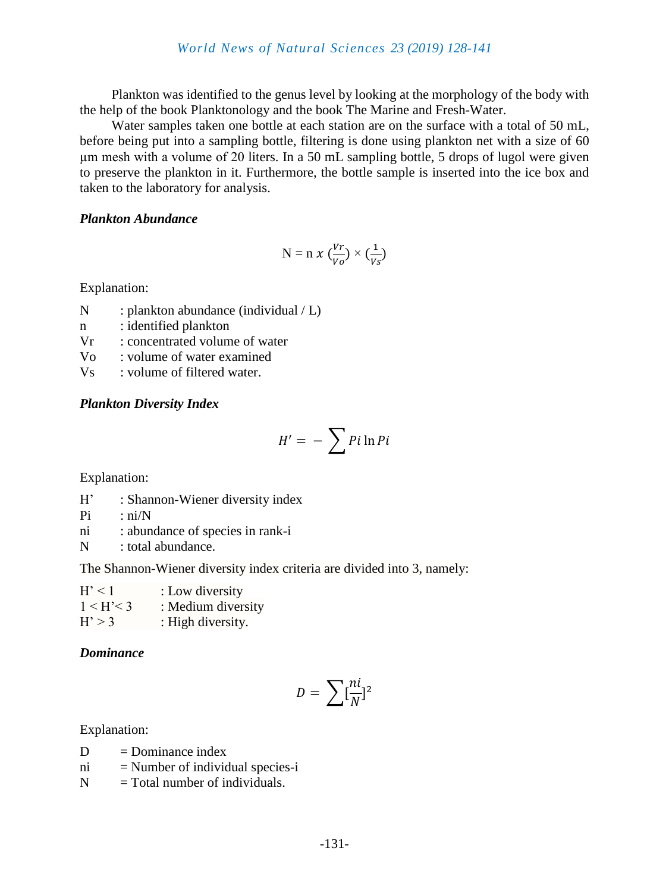Plankton was identified to the genus level by looking at the morphology of the body with the help of the book Planktonology and the book The Marine and Fresh-Water.

Water samples taken one bottle at each station are on the surface with a total of 50 mL, before being put into a sampling bottle, filtering is done using plankton net with a size of 60 μm mesh with a volume of 20 liters. In a 50 mL sampling bottle, 5 drops of lugol were given to preserve the plankton in it. Furthermore, the bottle sample is inserted into the ice box and taken to the laboratory for analysis.

### *Plankton Abundance*

$$N = n \; x \; (\frac{Vr}{Vo}) \times (\frac{1}{Vs})$$

Explanation:

- N : plankton abundance (individual / L)
- n : identified plankton
- Vr : concentrated volume of water
- Vo : volume of water examined
- Vs : volume of filtered water.

### *Plankton Diversity Index*

$$H' = - \sum Pi \ln Pi$$

Explanation:

- H' : Shannon-Wiener diversity index
- Pi : ni/N
- ni : abundance of species in rank-i
- N : total abundance.

The Shannon-Wiener diversity index criteria are divided into 3, namely:

- $H' < 1$ : Low diversity
- $1 < H' < 3$ : Medium diversity
- $H' > 3$ : High diversity.

### *Dominance*

$$D = \sum [\frac{ni}{N}]^2$$

Explanation:

- D = Dominance index
- ni = Number of individual species-i
- N = Total number of individuals.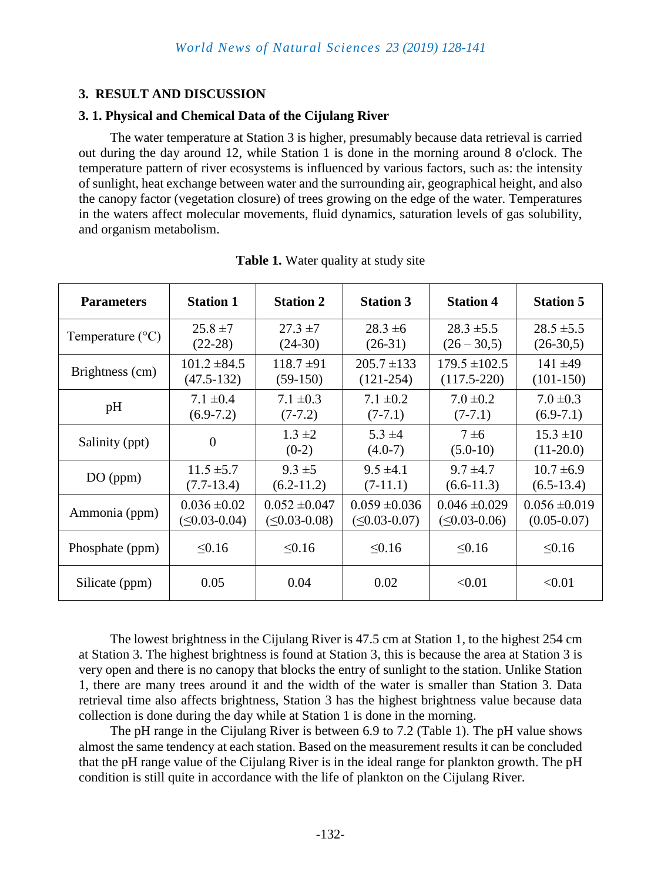## 3. RESULT AND DISCUSSION

### 3. 1. Physical and Chemical Data of the Cijulang River

The water temperature at Station 3 is higher, presumably because data retrieval is carried out during the day around 12, while Station 1 is done in the morning around 8 o'clock. The temperature pattern of river ecosystems is influenced by various factors, such as: the intensity of sunlight, heat exchange between water and the surrounding air, geographical height, and also the canopy factor (vegetation closure) of trees growing on the edge of the water. Temperatures in the waters affect molecular movements, fluid dynamics, saturation levels of gas solubility, and organism metabolism.

**Table 1.** Water quality at study site

| Parameters | Station 1 | Station 2 | Station 3 | Station 4 | Station 5 |
|---|---|---|---|---|---|
| Temperature (°C) | 25.8 ±7 (22-28) | 27.3 ±7 (24-30) | 28.3 ±6 (26-31) | 28.3 ±5.5 (26 – 30,5) | 28.5 ±5.5 (26-30,5) |
| Brightness (cm) | 101.2 ±84.5 (47.5-132) | 118.7 ±91 (59-150) | 205.7 ±133 (121-254) | 179.5 ±102.5 (117.5-220) | 141 ±49 (101-150) |
| pH | 7.1 ±0.4 (6.9-7.2) | 7.1 ±0.3 (7-7.2) | 7.1 ±0.2 (7-7.1) | 7.0 ±0.2 (7-7.1) | 7.0 ±0.3 (6.9-7.1) |
| Salinity (ppt) | 0 | 1.3 ±2 (0-2) | 5.3 ±4 (4.0-7) | 7 ±6 (5.0-10) | 15.3 ±10 (11-20.0) |
| DO (ppm) | 11.5 ±5.7 (7.7-13.4) | 9.3 ±5 (6.2-11.2) | 9.5 ±4.1 (7-11.1) | 9.7 ±4.7 (6.6-11.3) | 10.7 ±6.9 (6.5-13.4) |
| Ammonia (ppm) | 0.036 ±0.02 (≤0.03-0.04) | 0.052 ±0.047 (≤0.03-0.08) | 0.059 ±0.036 (≤0.03-0.07) | 0.046 ±0.029 (≤0.03-0.06) | 0.056 ±0.019 (0.05-0.07) |
| Phosphate (ppm) | ≤0.16 | ≤0.16 | ≤0.16 | ≤0.16 | ≤0.16 |
| Silicate (ppm) | 0.05 | 0.04 | 0.02 | <0.01 | <0.01 |

The lowest brightness in the Cijulang River is 47.5 cm at Station 1, to the highest 254 cm at Station 3. The highest brightness is found at Station 3, this is because the area at Station 3 is very open and there is no canopy that blocks the entry of sunlight to the station. Unlike Station 1, there are many trees around it and the width of the water is smaller than Station 3. Data retrieval time also affects brightness, Station 3 has the highest brightness value because data collection is done during the day while at Station 1 is done in the morning.

The pH range in the Cijulang River is between 6.9 to 7.2 (Table 1). The pH value shows almost the same tendency at each station. Based on the measurement results it can be concluded that the pH range value of the Cijulang River is in the ideal range for plankton growth. The pH condition is still quite in accordance with the life of plankton on the Cijulang River.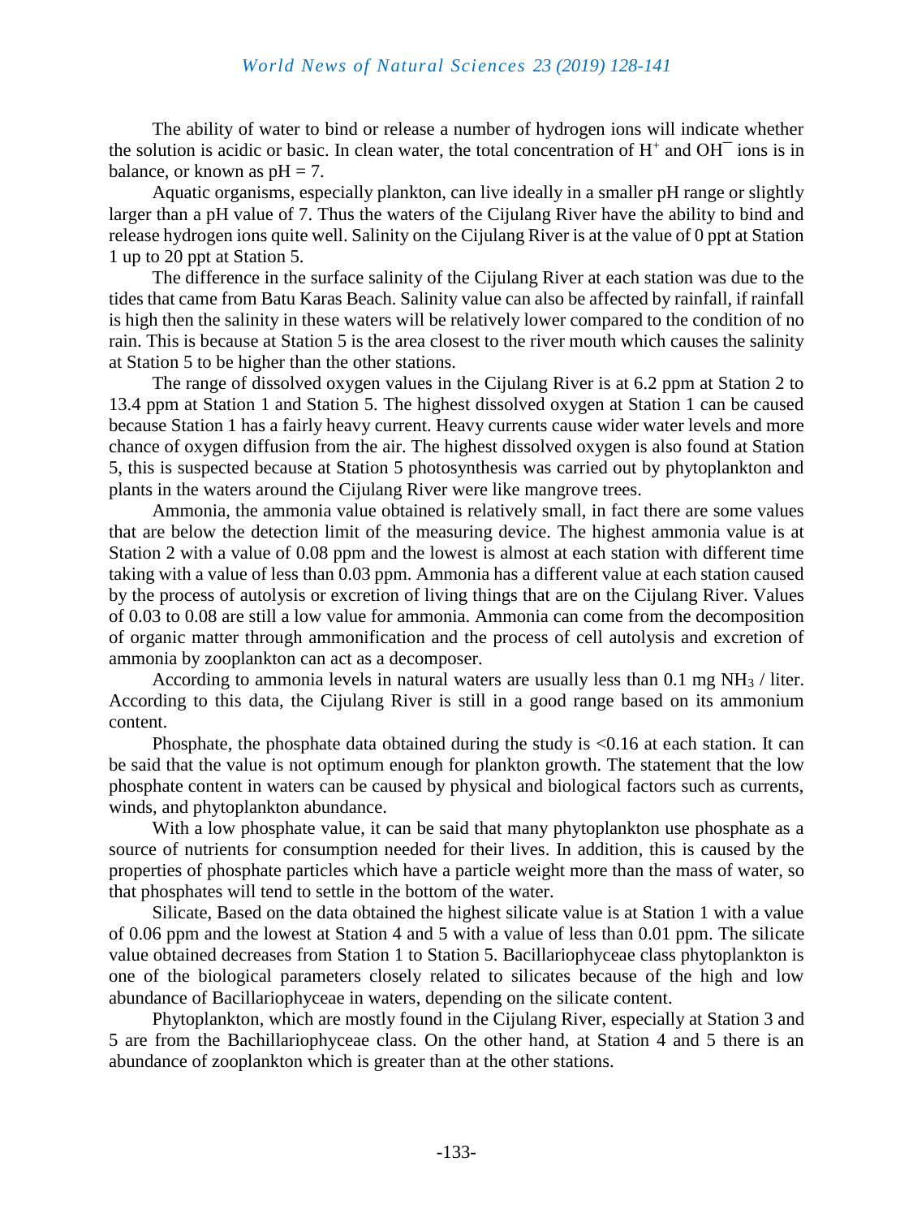The ability of water to bind or release a number of hydrogen ions will indicate whether the solution is acidic or basic. In clean water, the total concentration of $H^+$ and $OH^-$ ions is in balance, or known as pH = 7.

Aquatic organisms, especially plankton, can live ideally in a smaller pH range or slightly larger than a pH value of 7. Thus the waters of the Cijulang River have the ability to bind and release hydrogen ions quite well. Salinity on the Cijulang River is at the value of 0 ppt at Station 1 up to 20 ppt at Station 5.

The difference in the surface salinity of the Cijulang River at each station was due to the tides that came from Batu Karas Beach. Salinity value can also be affected by rainfall, if rainfall is high then the salinity in these waters will be relatively lower compared to the condition of no rain. This is because at Station 5 is the area closest to the river mouth which causes the salinity at Station 5 to be higher than the other stations.

The range of dissolved oxygen values in the Cijulang River is at 6.2 ppm at Station 2 to 13.4 ppm at Station 1 and Station 5. The highest dissolved oxygen at Station 1 can be caused because Station 1 has a fairly heavy current. Heavy currents cause wider water levels and more chance of oxygen diffusion from the air. The highest dissolved oxygen is also found at Station 5, this is suspected because at Station 5 photosynthesis was carried out by phytoplankton and plants in the waters around the Cijulang River were like mangrove trees.

Ammonia, the ammonia value obtained is relatively small, in fact there are some values that are below the detection limit of the measuring device. The highest ammonia value is at Station 2 with a value of 0.08 ppm and the lowest is almost at each station with different time taking with a value of less than 0.03 ppm. Ammonia has a different value at each station caused by the process of autolysis or excretion of living things that are on the Cijulang River. Values of 0.03 to 0.08 are still a low value for ammonia. Ammonia can come from the decomposition of organic matter through ammonification and the process of cell autolysis and excretion of ammonia by zooplankton can act as a decomposer.

According to ammonia levels in natural waters are usually less than 0.1 mg $NH_3$ / liter. According to this data, the Cijulang River is still in a good range based on its ammonium content.

Phosphate, the phosphate data obtained during the study is <0.16 at each station. It can be said that the value is not optimum enough for plankton growth. The statement that the low phosphate content in waters can be caused by physical and biological factors such as currents, winds, and phytoplankton abundance.

With a low phosphate value, it can be said that many phytoplankton use phosphate as a source of nutrients for consumption needed for their lives. In addition, this is caused by the properties of phosphate particles which have a particle weight more than the mass of water, so that phosphates will tend to settle in the bottom of the water.

Silicate, Based on the data obtained the highest silicate value is at Station 1 with a value of 0.06 ppm and the lowest at Station 4 and 5 with a value of less than 0.01 ppm. The silicate value obtained decreases from Station 1 to Station 5. Bacillariophyceae class phytoplankton is one of the biological parameters closely related to silicates because of the high and low abundance of Bacillariophyceae in waters, depending on the silicate content.

Phytoplankton, which are mostly found in the Cijulang River, especially at Station 3 and 5 are from the Bachillariophyceae class. On the other hand, at Station 4 and 5 there is an abundance of zooplankton which is greater than at the other stations.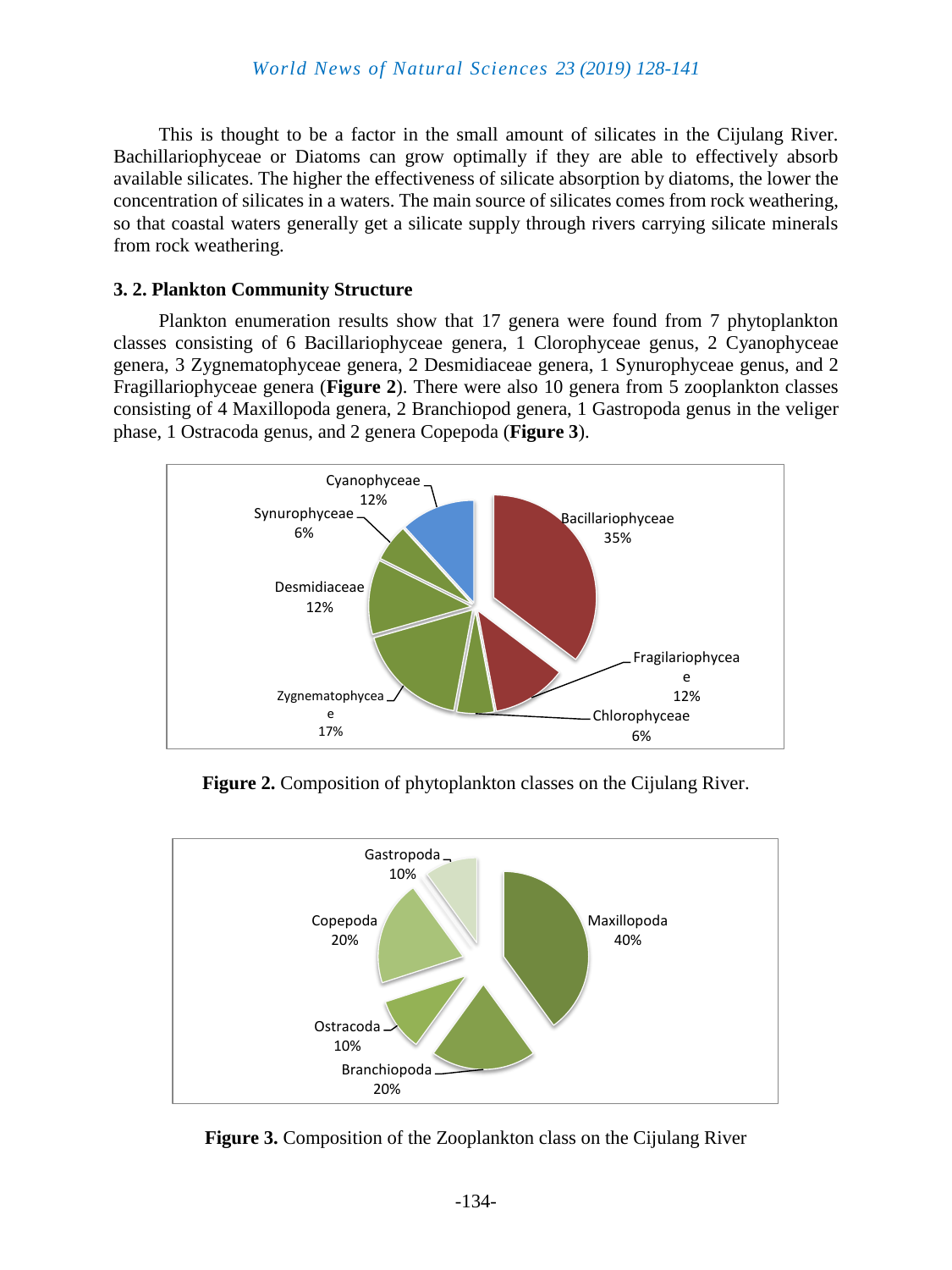This is thought to be a factor in the small amount of silicates in the Cijulang River. Bachillariophyceae or Diatoms can grow optimally if they are able to effectively absorb available silicates. The higher the effectiveness of silicate absorption by diatoms, the lower the concentration of silicates in a waters. The main source of silicates comes from rock weathering, so that coastal waters generally get a silicate supply through rivers carrying silicate minerals from rock weathering.

### 3. 2. Plankton Community Structure

Plankton enumeration results show that 17 genera were found from 7 phytoplankton classes consisting of 6 Bacillariophyceae genera, 1 Clorophyceae genus, 2 Cyanophyceae genera, 3 Zygnematophyceae genera, 2 Desmidiaceae genera, 1 Synurophyceae genus, and 2 Fragillariophyceae genera (**Figure 2**). There were also 10 genera from 5 zooplankton classes consisting of 4 Maxillopoda genera, 2 Branchiopod genera, 1 Gastropoda genus in the veliger phase, 1 Ostracoda genus, and 2 genera Copepoda (**Figure 3**).

**Figure 2.** Composition of phytoplankton classes on the Cijulang River.

**Figure 3.** Composition of the Zooplankton class on the Cijulang River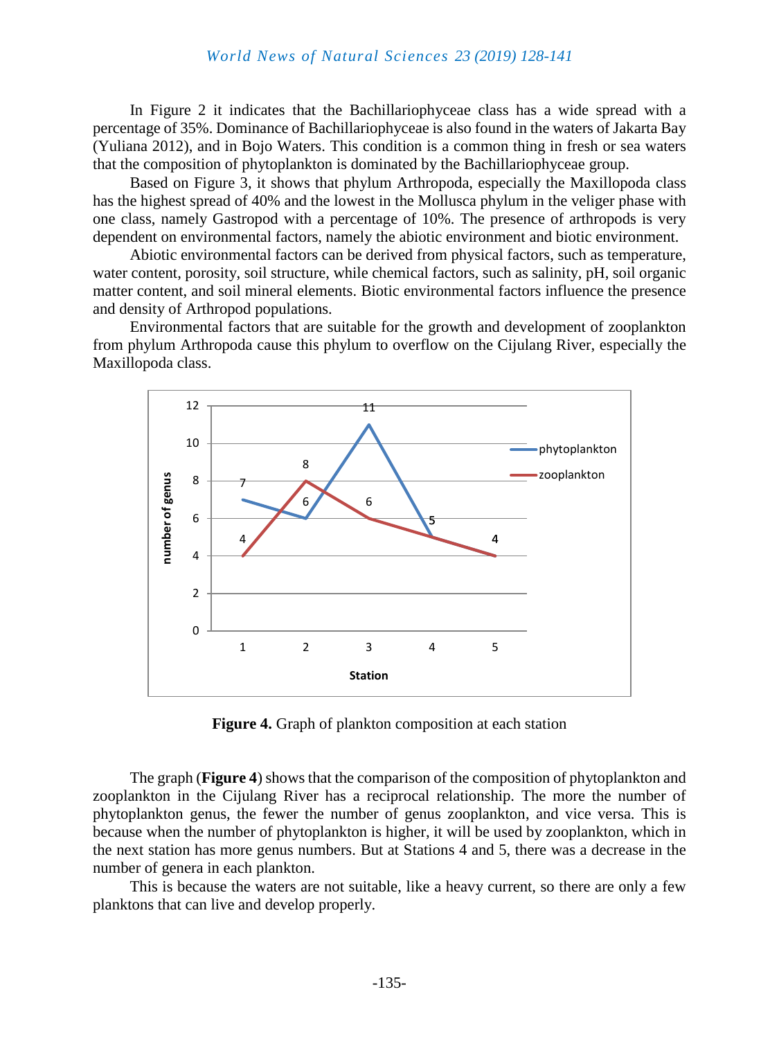In Figure 2 it indicates that the Bachillariophyceae class has a wide spread with a percentage of 35%. Dominance of Bachillariophyceae is also found in the waters of Jakarta Bay (Yuliana 2012), and in Bojo Waters. This condition is a common thing in fresh or sea waters that the composition of phytoplankton is dominated by the Bachillariophyceae group.

Based on Figure 3, it shows that phylum Arthropoda, especially the Maxillopoda class has the highest spread of 40% and the lowest in the Mollusca phylum in the veliger phase with one class, namely Gastropod with a percentage of 10%. The presence of arthropods is very dependent on environmental factors, namely the abiotic environment and biotic environment.

Abiotic environmental factors can be derived from physical factors, such as temperature, water content, porosity, soil structure, while chemical factors, such as salinity, pH, soil organic matter content, and soil mineral elements. Biotic environmental factors influence the presence and density of Arthropod populations.

Environmental factors that are suitable for the growth and development of zooplankton from phylum Arthropoda cause this phylum to overflow on the Cijulang River, especially the Maxillopoda class.

**Figure 4.** Graph of plankton composition at each station

The graph (**Figure 4**) shows that the comparison of the composition of phytoplankton and zooplankton in the Cijulang River has a reciprocal relationship. The more the number of phytoplankton genus, the fewer the number of genus zooplankton, and vice versa. This is because when the number of phytoplankton is higher, it will be used by zooplankton, which in the next station has more genus numbers. But at Stations 4 and 5, there was a decrease in the number of genera in each plankton.

This is because the waters are not suitable, like a heavy current, so there are only a few planktons that can live and develop properly.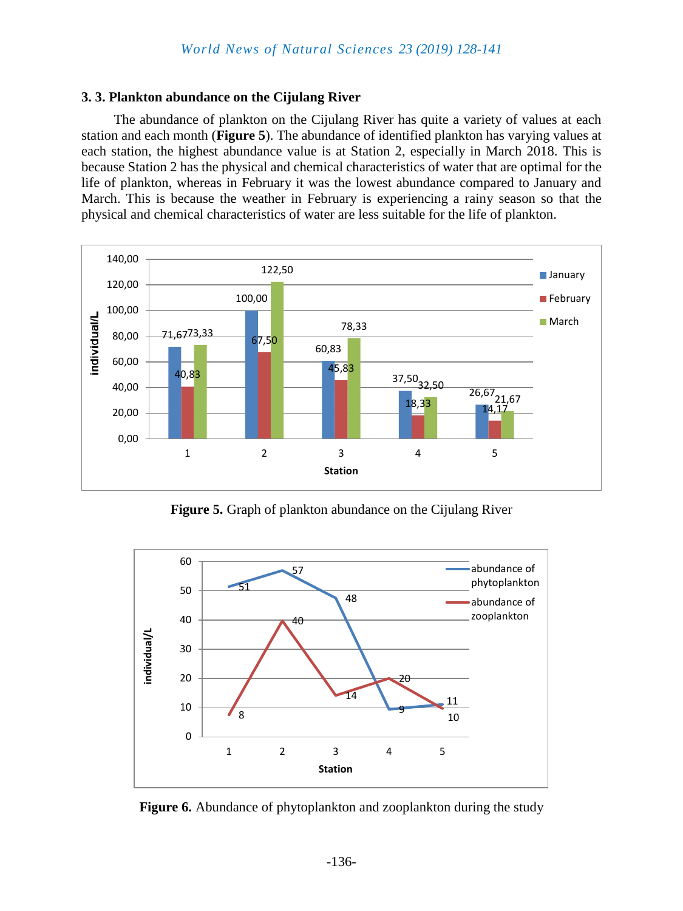### 3. 3. Plankton abundance on the Cijulang River

The abundance of plankton on the Cijulang River has quite a variety of values at each station and each month (**Figure 5**). The abundance of identified plankton has varying values at each station, the highest abundance value is at Station 2, especially in March 2018. This is because Station 2 has the physical and chemical characteristics of water that are optimal for the life of plankton, whereas in February it was the lowest abundance compared to January and March. This is because the weather in February is experiencing a rainy season so that the physical and chemical characteristics of water are less suitable for the life of plankton.

**Figure 5.** Graph of plankton abundance on the Cijulang River

**Figure 6.** Abundance of phytoplankton and zooplankton during the study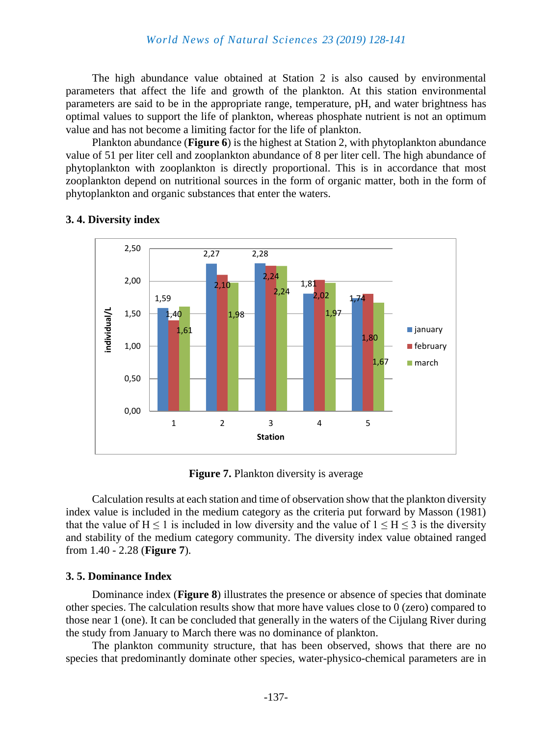The high abundance value obtained at Station 2 is also caused by environmental parameters that affect the life and growth of the plankton. At this station environmental parameters are said to be in the appropriate range, temperature, pH, and water brightness has optimal values to support the life of plankton, whereas phosphate nutrient is not an optimum value and has not become a limiting factor for the life of plankton.

Plankton abundance (**Figure 6**) is the highest at Station 2, with phytoplankton abundance value of 51 per liter cell and zooplankton abundance of 8 per liter cell. The high abundance of phytoplankton with zooplankton is directly proportional. This is in accordance that most zooplankton depend on nutritional sources in the form of organic matter, both in the form of phytoplankton and organic substances that enter the waters.

### 3. 4. Diversity index

**Figure 7.** Plankton diversity is average

Calculation results at each station and time of observation show that the plankton diversity index value is included in the medium category as the criteria put forward by Masson (1981) that the value of $H \leq 1$ is included in low diversity and the value of $1 \leq H \leq 3$ is the diversity and stability of the medium category community. The diversity index value obtained ranged from 1.40 - 2.28 (**Figure 7**).

### 3. 5. Dominance Index

Dominance index (**Figure 8**) illustrates the presence or absence of species that dominate other species. The calculation results show that more have values close to 0 (zero) compared to those near 1 (one). It can be concluded that generally in the waters of the Cijulang River during the study from January to March there was no dominance of plankton.

The plankton community structure, that has been observed, shows that there are no species that predominantly dominate other species, water-physico-chemical parameters are in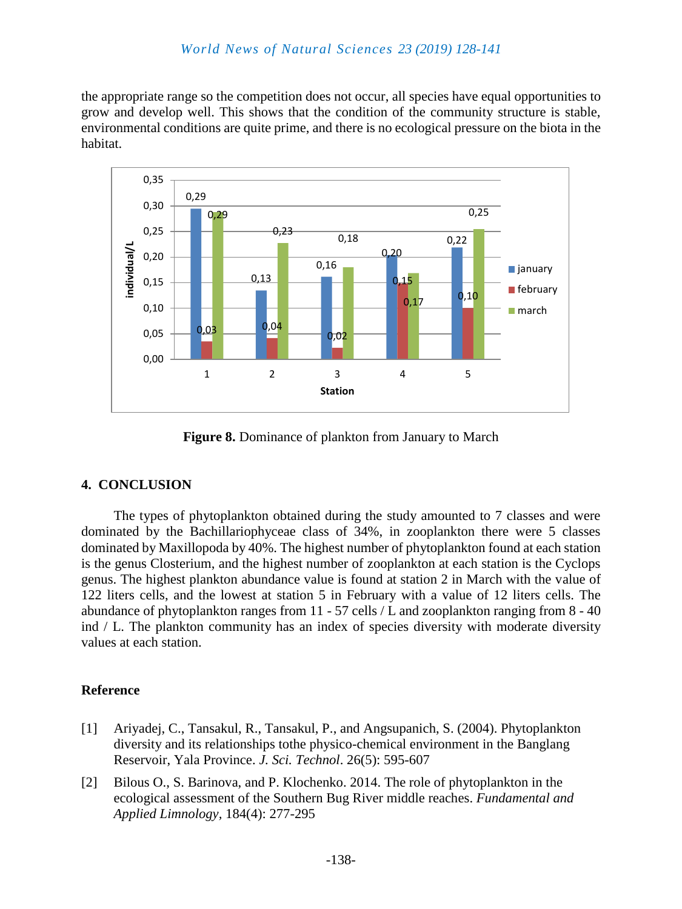the appropriate range so the competition does not occur, all species have equal opportunities to grow and develop well. This shows that the condition of the community structure is stable, environmental conditions are quite prime, and there is no ecological pressure on the biota in the habitat.

**Figure 8.** Dominance of plankton from January to March

## 4. CONCLUSION

The types of phytoplankton obtained during the study amounted to 7 classes and were dominated by the Bachillariophyceae class of 34%, in zooplankton there were 5 classes dominated by Maxillopoda by 40%. The highest number of phytoplankton found at each station is the genus Closterium, and the highest number of zooplankton at each station is the Cyclops genus. The highest plankton abundance value is found at station 2 in March with the value of 122 liters cells, and the lowest at station 5 in February with a value of 12 liters cells. The abundance of phytoplankton ranges from 11 - 57 cells / L and zooplankton ranging from 8 - 40 ind / L. The plankton community has an index of species diversity with moderate diversity values at each station.

## Reference

[1] Ariyadej, C., Tansakul, R., Tansakul, P., and Angsupanich, S. (2004). Phytoplankton diversity and its relationships tothe physico-chemical environment in the Banglang Reservoir, Yala Province. *J. Sci. Technol*. 26(5): 595-607

[2] Bilous O., S. Barinova, and P. Klochenko. 2014. The role of phytoplankton in the ecological assessment of the Southern Bug River middle reaches. *Fundamental and Applied Limnology*, 184(4): 277-295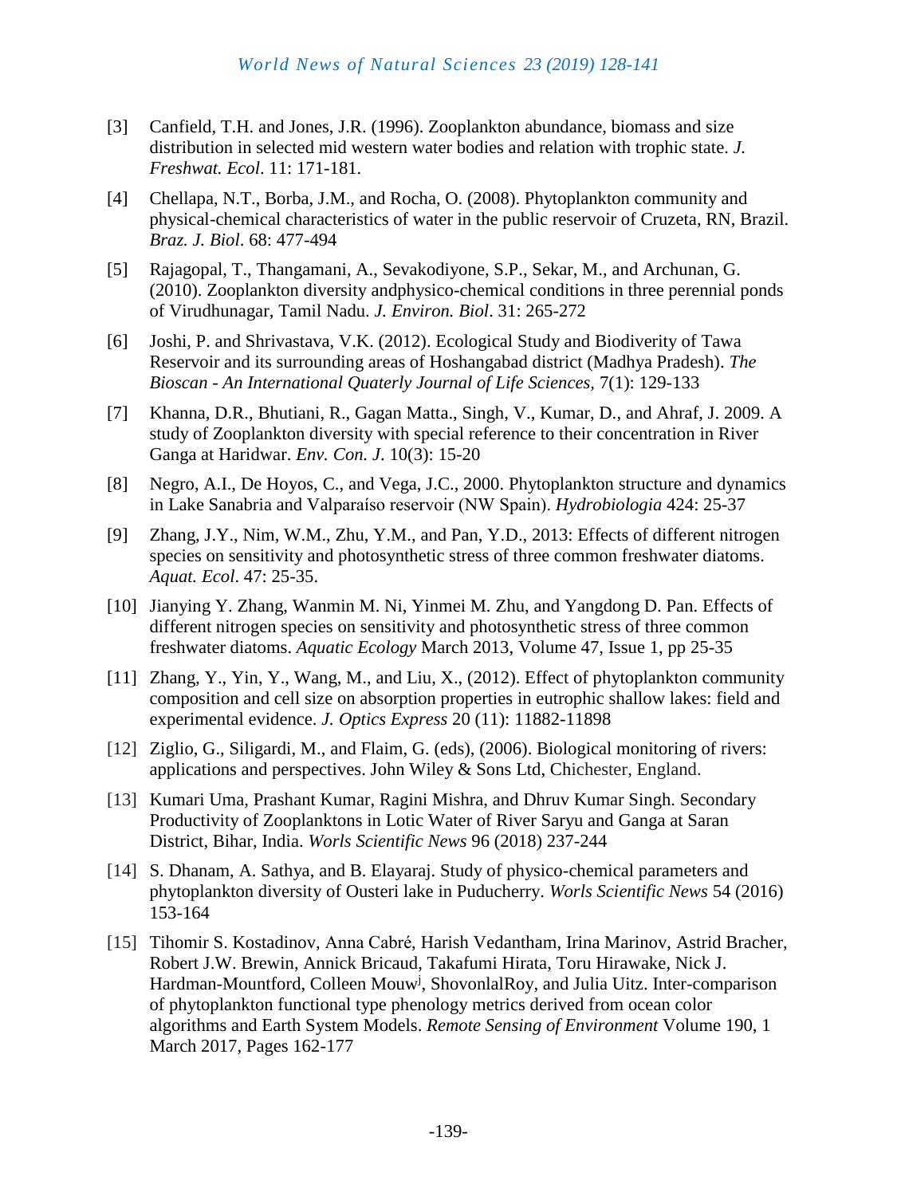[3] Canfield, T.H. and Jones, J.R. (1996). Zooplankton abundance, biomass and size distribution in selected mid western water bodies and relation with trophic state. *J. Freshwat. Ecol*. 11: 171-181.

[4] Chellapa, N.T., Borba, J.M., and Rocha, O. (2008). Phytoplankton community and physical-chemical characteristics of water in the public reservoir of Cruzeta, RN, Brazil. *Braz. J. Biol*. 68: 477-494

[5] Rajagopal, T., Thangamani, A., Sevakodiyone, S.P., Sekar, M., and Archunan, G. (2010). Zooplankton diversity andphysico-chemical conditions in three perennial ponds of Virudhunagar, Tamil Nadu. *J. Environ. Biol*. 31: 265-272

[6] Joshi, P. and Shrivastava, V.K. (2012). Ecological Study and Biodiverity of Tawa Reservoir and its surrounding areas of Hoshangabad district (Madhya Pradesh). *The Bioscan - An International Quaterly Journal of Life Sciences*, 7(1): 129-133

[7] Khanna, D.R., Bhutiani, R., Gagan Matta., Singh, V., Kumar, D., and Ahraf, J. 2009. A study of Zooplankton diversity with special reference to their concentration in River Ganga at Haridwar. *Env. Con. J*. 10(3): 15-20

[8] Negro, A.I., De Hoyos, C., and Vega, J.C., 2000. Phytoplankton structure and dynamics in Lake Sanabria and Valparaíso reservoir (NW Spain). *Hydrobiologia* 424: 25-37

[9] Zhang, J.Y., Nim, W.M., Zhu, Y.M., and Pan, Y.D., 2013: Effects of different nitrogen species on sensitivity and photosynthetic stress of three common freshwater diatoms. *Aquat. Ecol*. 47: 25-35.

[10] Jianying Y. Zhang, Wanmin M. Ni, Yinmei M. Zhu, and Yangdong D. Pan. Effects of different nitrogen species on sensitivity and photosynthetic stress of three common freshwater diatoms. *Aquatic Ecology* March 2013, Volume 47, Issue 1, pp 25-35

[11] Zhang, Y., Yin, Y., Wang, M., and Liu, X., (2012). Effect of phytoplankton community composition and cell size on absorption properties in eutrophic shallow lakes: field and experimental evidence. *J. Optics Express* 20 (11): 11882-11898

[12] Ziglio, G., Siligardi, M., and Flaim, G. (eds), (2006). Biological monitoring of rivers: applications and perspectives. John Wiley & Sons Ltd, Chichester, England.

[13] Kumari Uma, Prashant Kumar, Ragini Mishra, and Dhruv Kumar Singh. Secondary Productivity of Zooplanktons in Lotic Water of River Saryu and Ganga at Saran District, Bihar, India. *Worls Scientific News* 96 (2018) 237-244

[14] S. Dhanam, A. Sathya, and B. Elayaraj. Study of physico-chemical parameters and phytoplankton diversity of Ousteri lake in Puducherry. *Worls Scientific News* 54 (2016) 153-164

[15] Tihomir S. Kostadinov, Anna Cabré, Harish Vedantham, Irina Marinov, Astrid Bracher, Robert J.W. Brewin, Annick Bricaud, Takafumi Hirata, Toru Hirawake, Nick J. Hardman-Mountford, Colleen Mouw[j], ShovonlalRoy, and Julia Uitz. Inter-comparison of phytoplankton functional type phenology metrics derived from ocean color algorithms and Earth System Models. *Remote Sensing of Environment* Volume 190, 1 March 2017, Pages 162-177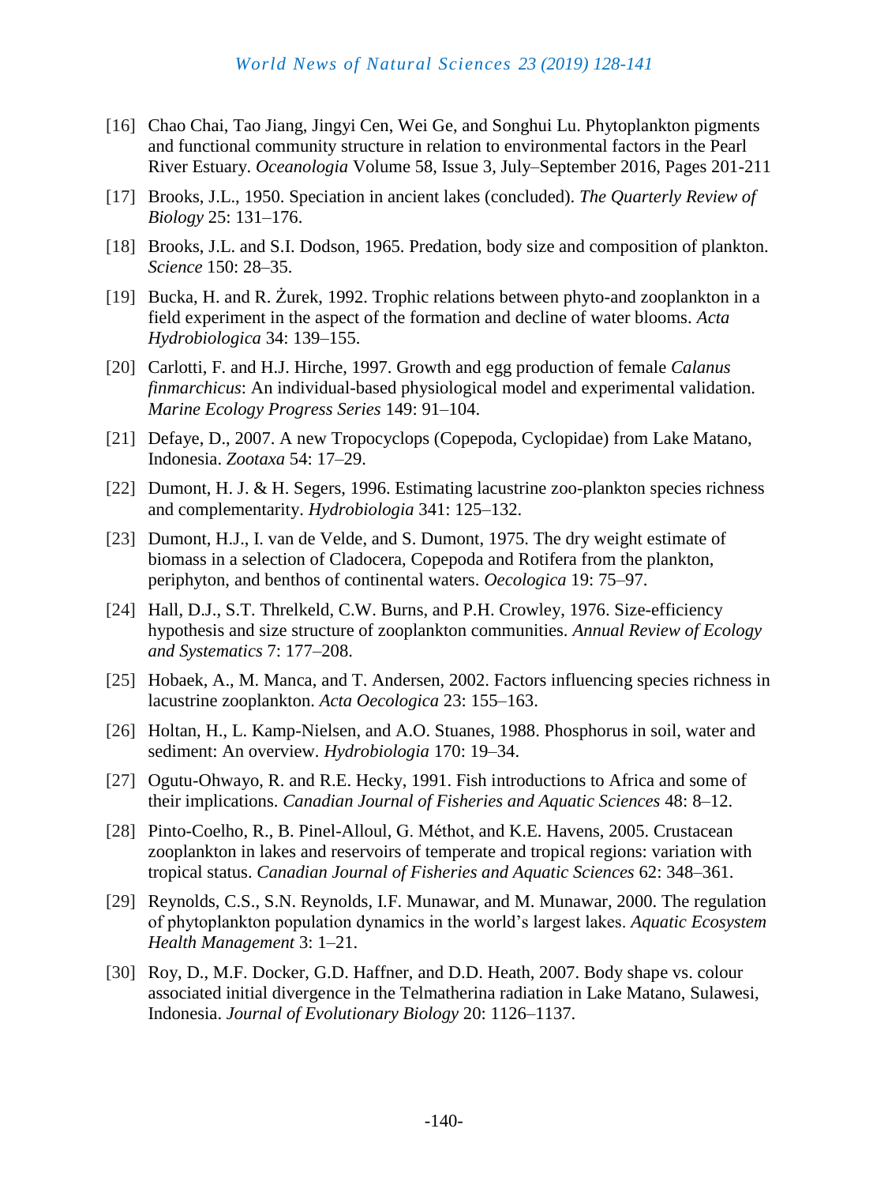[16] Chao Chai, Tao Jiang, Jingyi Cen, Wei Ge, and Songhui Lu. Phytoplankton pigments and functional community structure in relation to environmental factors in the Pearl River Estuary. *Oceanologia* Volume 58, Issue 3, July–September 2016, Pages 201-211

[17] Brooks, J.L., 1950. Speciation in ancient lakes (concluded). *The Quarterly Review of Biology* 25: 131–176.

[18] Brooks, J.L. and S.I. Dodson, 1965. Predation, body size and composition of plankton. *Science* 150: 28–35.

[19] Bucka, H. and R. Żurek, 1992. Trophic relations between phyto-and zooplankton in a field experiment in the aspect of the formation and decline of water blooms. *Acta Hydrobiologica* 34: 139–155.

[20] Carlotti, F. and H.J. Hirche, 1997. Growth and egg production of female *Calanus finmarchicus*: An individual-based physiological model and experimental validation. *Marine Ecology Progress Series* 149: 91–104.

[21] Defaye, D., 2007. A new Tropocyclops (Copepoda, Cyclopidae) from Lake Matano, Indonesia. *Zootaxa* 54: 17–29.

[22] Dumont, H. J. & H. Segers, 1996. Estimating lacustrine zoo-plankton species richness and complementarity. *Hydrobiologia* 341: 125–132.

[23] Dumont, H.J., I. van de Velde, and S. Dumont, 1975. The dry weight estimate of biomass in a selection of Cladocera, Copepoda and Rotifera from the plankton, periphyton, and benthos of continental waters. *Oecologica* 19: 75–97.

[24] Hall, D.J., S.T. Threlkeld, C.W. Burns, and P.H. Crowley, 1976. Size-efficiency hypothesis and size structure of zooplankton communities. *Annual Review of Ecology and Systematics* 7: 177–208.

[25] Hobaek, A., M. Manca, and T. Andersen, 2002. Factors influencing species richness in lacustrine zooplankton. *Acta Oecologica* 23: 155–163.

[26] Holtan, H., L. Kamp-Nielsen, and A.O. Stuanes, 1988. Phosphorus in soil, water and sediment: An overview. *Hydrobiologia* 170: 19–34.

[27] Ogutu-Ohwayo, R. and R.E. Hecky, 1991. Fish introductions to Africa and some of their implications. *Canadian Journal of Fisheries and Aquatic Sciences* 48: 8–12.

[28] Pinto-Coelho, R., B. Pinel-Alloul, G. Méthot, and K.E. Havens, 2005. Crustacean zooplankton in lakes and reservoirs of temperate and tropical regions: variation with tropical status. *Canadian Journal of Fisheries and Aquatic Sciences* 62: 348–361.

[29] Reynolds, C.S., S.N. Reynolds, I.F. Munawar, and M. Munawar, 2000. The regulation of phytoplankton population dynamics in the world's largest lakes. *Aquatic Ecosystem Health Management* 3: 1–21.

[30] Roy, D., M.F. Docker, G.D. Haffner, and D.D. Heath, 2007. Body shape vs. colour associated initial divergence in the Telmatherina radiation in Lake Matano, Sulawesi, Indonesia. *Journal of Evolutionary Biology* 20: 1126–1137.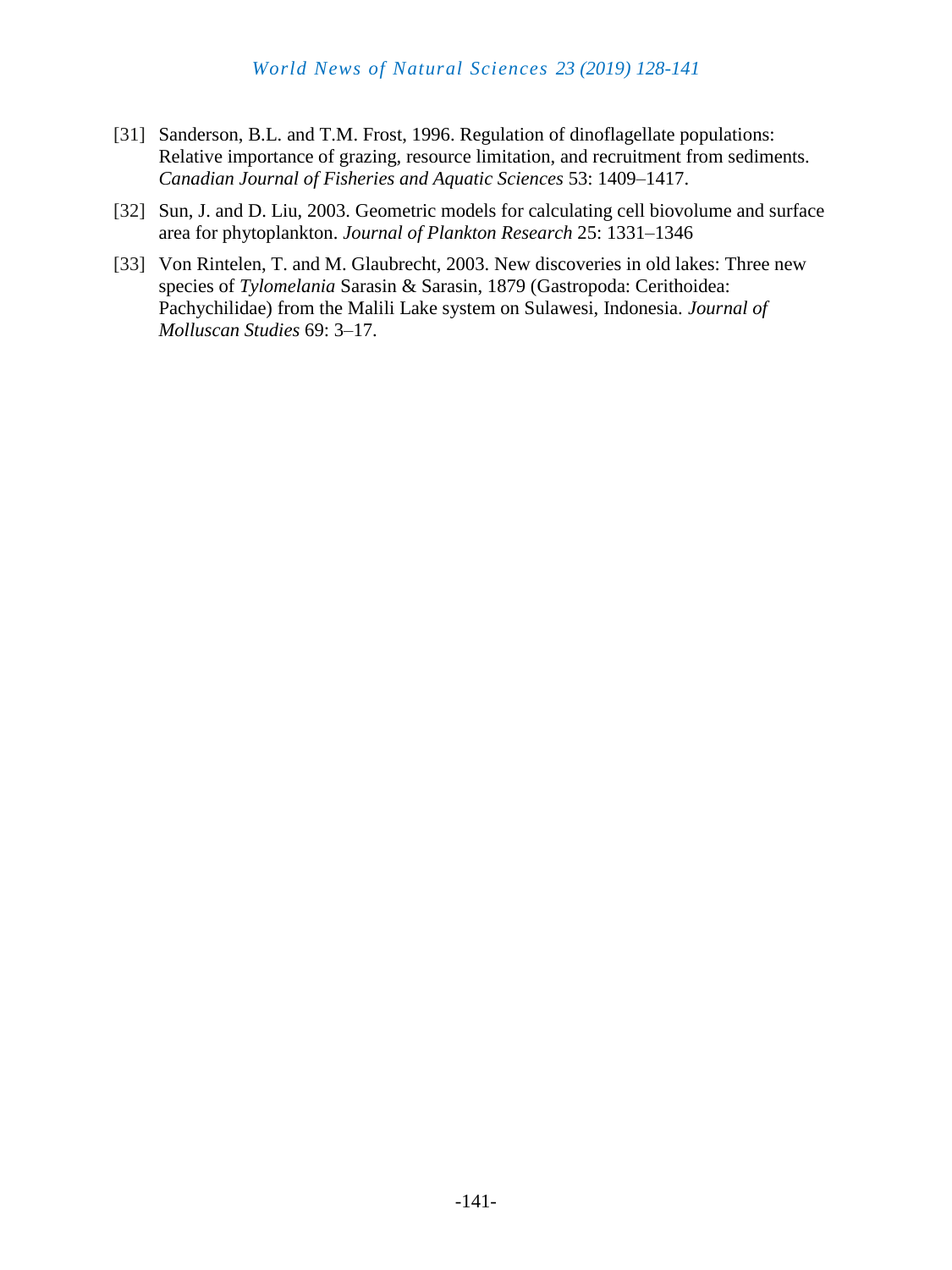[31] Sanderson, B.L. and T.M. Frost, 1996. Regulation of dinoflagellate populations: Relative importance of grazing, resource limitation, and recruitment from sediments. *Canadian Journal of Fisheries and Aquatic Sciences* 53: 1409–1417.

[32] Sun, J. and D. Liu, 2003. Geometric models for calculating cell biovolume and surface area for phytoplankton. *Journal of Plankton Research* 25: 1331–1346

[33] Von Rintelen, T. and M. Glaubrecht, 2003. New discoveries in old lakes: Three new species of *Tylomelania* Sarasin & Sarasin, 1879 (Gastropoda: Cerithoidea: Pachychilidae) from the Malili Lake system on Sulawesi, Indonesia. *Journal of Molluscan Studies* 69: 3–17.